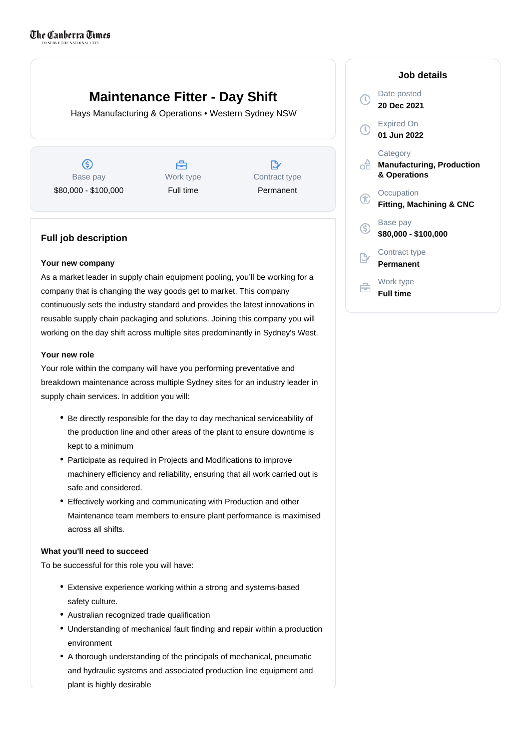The Canberra Times

# Maintenance Fitter - Day Shift

Hays Manufacturing & Operations • Western Sydney NSW

| Base pay | Work type | Contract type |
| --- | --- | --- |
| $80,000 - $100,000 | Full time | Permanent |

## Job details

Date posted
**20 Dec 2021**

Expired On
**01 Jun 2022**

Category
**Manufacturing, Production & Operations**

Occupation
**Fitting, Machining & CNC**

Base pay
**$80,000 - $100,000**

Contract type
**Permanent**

Work type
**Full time**

## Full job description

**Your new company**

As a market leader in supply chain equipment pooling, you'll be working for a company that is changing the way goods get to market. This company continuously sets the industry standard and provides the latest innovations in reusable supply chain packaging and solutions. Joining this company you will working on the day shift across multiple sites predominantly in Sydney's West.

**Your new role**

Your role within the company will have you performing preventative and breakdown maintenance across multiple Sydney sites for an industry leader in supply chain services. In addition you will:

- Be directly responsible for the day to day mechanical serviceability of the production line and other areas of the plant to ensure downtime is kept to a minimum
- Participate as required in Projects and Modifications to improve machinery efficiency and reliability, ensuring that all work carried out is safe and considered.
- Effectively working and communicating with Production and other Maintenance team members to ensure plant performance is maximised across all shifts.

**What you'll need to succeed**

To be successful for this role you will have:

- Extensive experience working within a strong and systems-based safety culture.
- Australian recognized trade qualification
- Understanding of mechanical fault finding and repair within a production environment
- A thorough understanding of the principals of mechanical, pneumatic and hydraulic systems and associated production line equipment and plant is highly desirable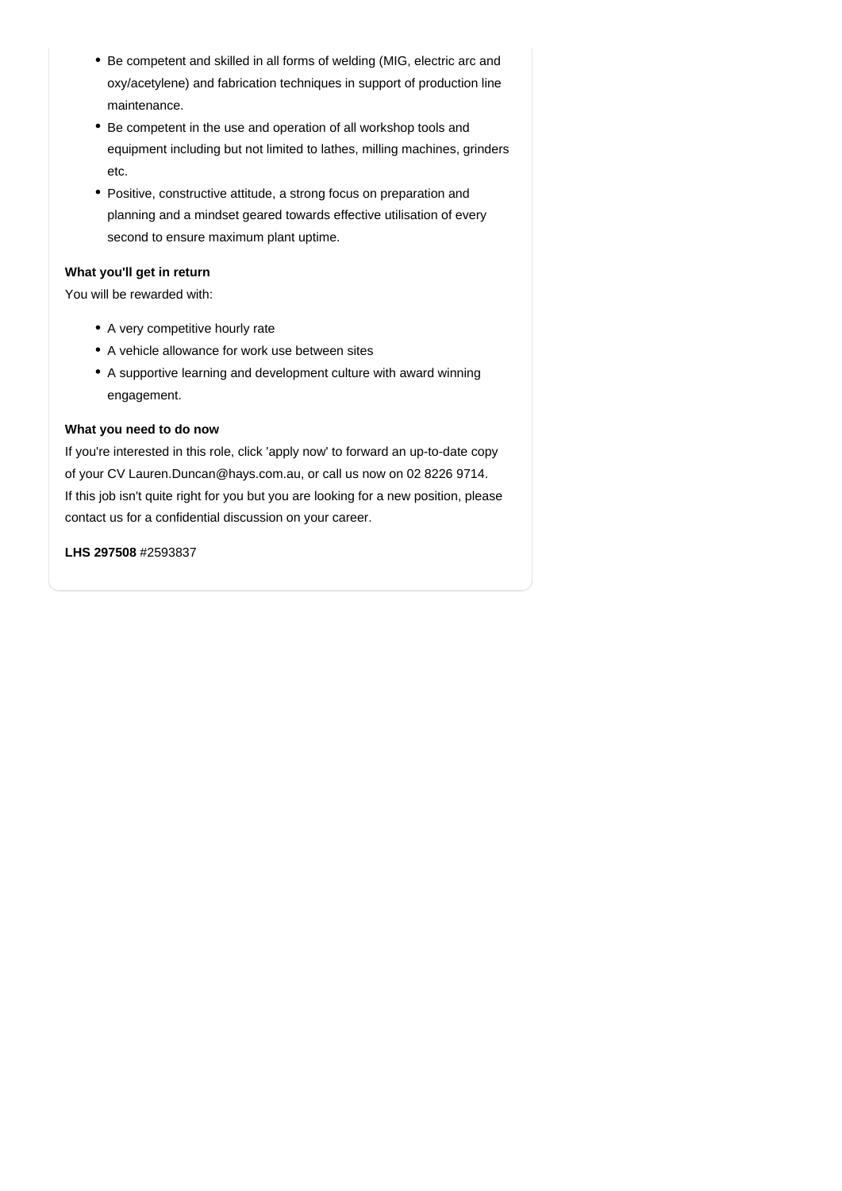- Be competent and skilled in all forms of welding (MIG, electric arc and oxy/acetylene) and fabrication techniques in support of production line maintenance.
- Be competent in the use and operation of all workshop tools and equipment including but not limited to lathes, milling machines, grinders etc.
- Positive, constructive attitude, a strong focus on preparation and planning and a mindset geared towards effective utilisation of every second to ensure maximum plant uptime.

**What you'll get in return**

You will be rewarded with:

- A very competitive hourly rate
- A vehicle allowance for work use between sites
- A supportive learning and development culture with award winning engagement.

**What you need to do now**

If you're interested in this role, click 'apply now' to forward an up-to-date copy of your CV Lauren.Duncan@hays.com.au, or call us now on 02 8226 9714.
If this job isn't quite right for you but you are looking for a new position, please contact us for a confidential discussion on your career.

**LHS 297508** #2593837